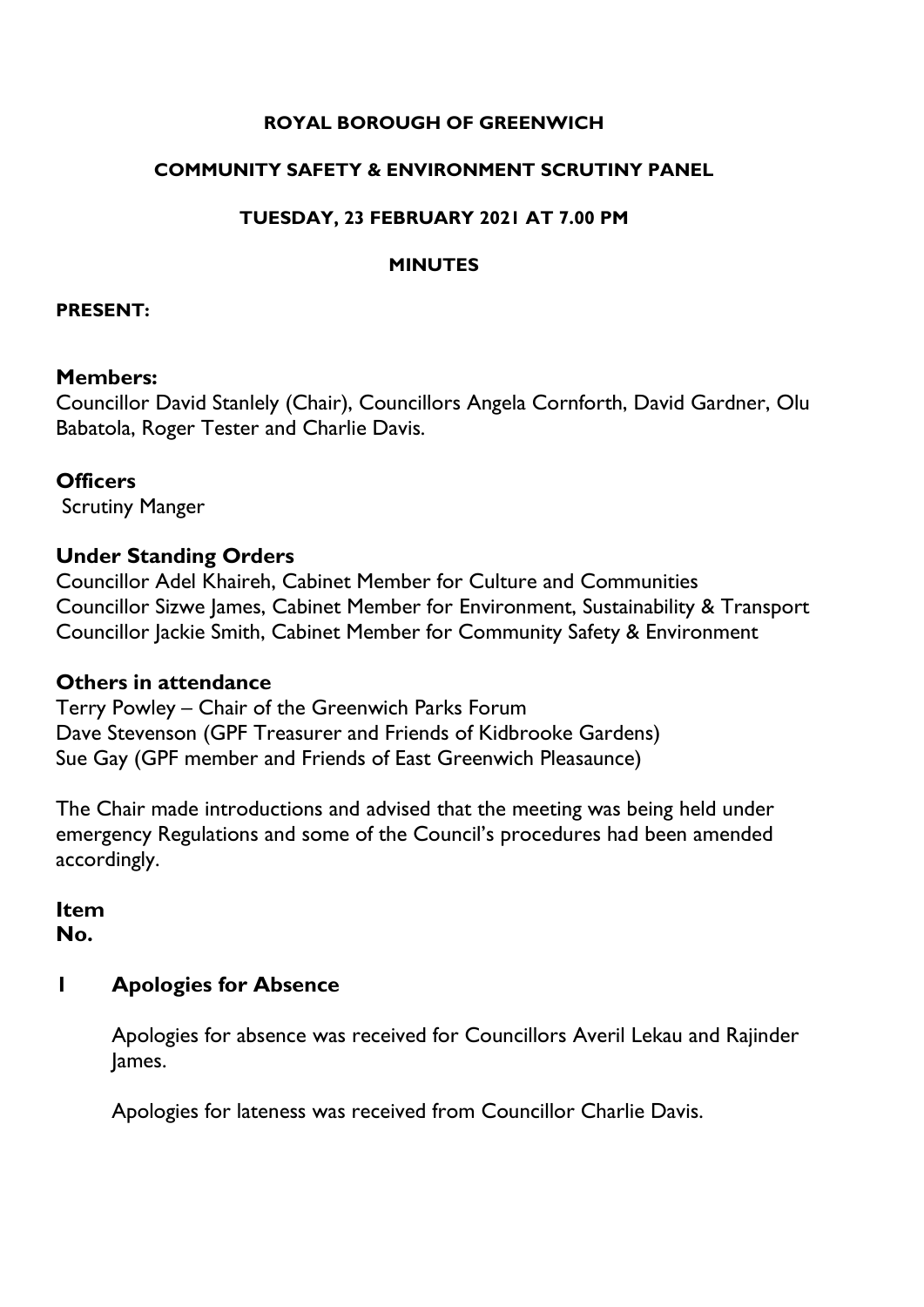**ROYAL BOROUGH OF GREENWICH**

**COMMUNITY SAFETY & ENVIRONMENT SCRUTINY PANEL**

**TUESDAY, 23 FEBRUARY 2021 AT 7.00 PM**

**MINUTES**

**PRESENT:**

## Members:

Councillor David Stanlely (Chair), Councillors Angela Cornforth, David Gardner, Olu Babatola, Roger Tester and Charlie Davis.

## Officers

Scrutiny Manger

## Under Standing Orders

Councillor Adel Khaireh, Cabinet Member for Culture and Communities
Councillor Sizwe James, Cabinet Member for Environment, Sustainability & Transport
Councillor Jackie Smith, Cabinet Member for Community Safety & Environment

## Others in attendance

Terry Powley – Chair of the Greenwich Parks Forum
Dave Stevenson (GPF Treasurer and Friends of Kidbrooke Gardens)
Sue Gay (GPF member and Friends of East Greenwich Pleasaunce)

The Chair made introductions and advised that the meeting was being held under emergency Regulations and some of the Council's procedures had been amended accordingly.

**Item No.**

## 1 Apologies for Absence

Apologies for absence was received for Councillors Averil Lekau and Rajinder James.

Apologies for lateness was received from Councillor Charlie Davis.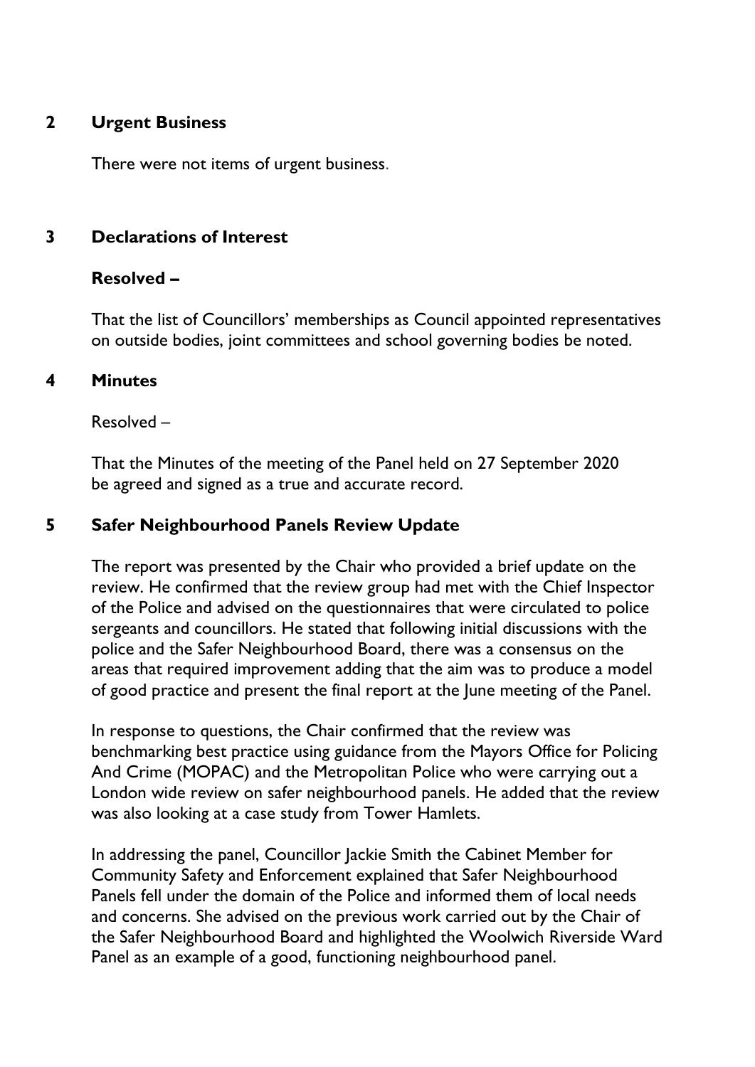## 2 Urgent Business

There were not items of urgent business.

## 3 Declarations of Interest

**Resolved –**

That the list of Councillors' memberships as Council appointed representatives on outside bodies, joint committees and school governing bodies be noted.

## 4 Minutes

Resolved –

That the Minutes of the meeting of the Panel held on 27 September 2020 be agreed and signed as a true and accurate record.

## 5 Safer Neighbourhood Panels Review Update

The report was presented by the Chair who provided a brief update on the review. He confirmed that the review group had met with the Chief Inspector of the Police and advised on the questionnaires that were circulated to police sergeants and councillors. He stated that following initial discussions with the police and the Safer Neighbourhood Board, there was a consensus on the areas that required improvement adding that the aim was to produce a model of good practice and present the final report at the June meeting of the Panel.

In response to questions, the Chair confirmed that the review was benchmarking best practice using guidance from the Mayors Office for Policing And Crime (MOPAC) and the Metropolitan Police who were carrying out a London wide review on safer neighbourhood panels. He added that the review was also looking at a case study from Tower Hamlets.

In addressing the panel, Councillor Jackie Smith the Cabinet Member for Community Safety and Enforcement explained that Safer Neighbourhood Panels fell under the domain of the Police and informed them of local needs and concerns. She advised on the previous work carried out by the Chair of the Safer Neighbourhood Board and highlighted the Woolwich Riverside Ward Panel as an example of a good, functioning neighbourhood panel.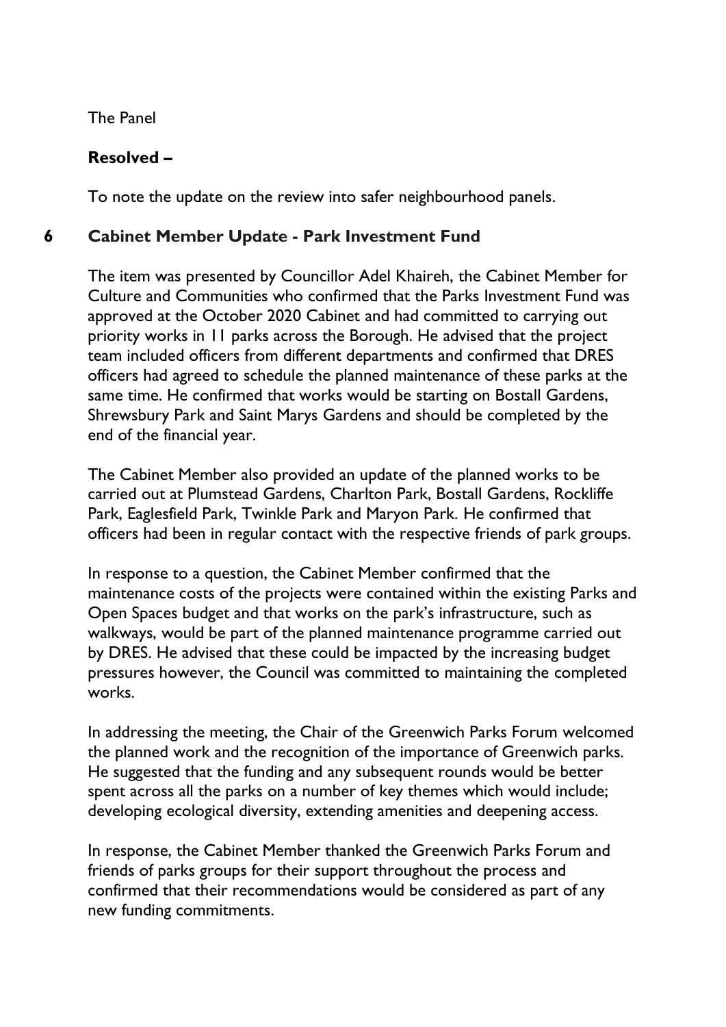The Panel

**Resolved –**

To note the update on the review into safer neighbourhood panels.

## 6 Cabinet Member Update - Park Investment Fund

The item was presented by Councillor Adel Khaireh, the Cabinet Member for Culture and Communities who confirmed that the Parks Investment Fund was approved at the October 2020 Cabinet and had committed to carrying out priority works in 11 parks across the Borough. He advised that the project team included officers from different departments and confirmed that DRES officers had agreed to schedule the planned maintenance of these parks at the same time. He confirmed that works would be starting on Bostall Gardens, Shrewsbury Park and Saint Marys Gardens and should be completed by the end of the financial year.

The Cabinet Member also provided an update of the planned works to be carried out at Plumstead Gardens, Charlton Park, Bostall Gardens, Rockliffe Park, Eaglesfield Park, Twinkle Park and Maryon Park. He confirmed that officers had been in regular contact with the respective friends of park groups.

In response to a question, the Cabinet Member confirmed that the maintenance costs of the projects were contained within the existing Parks and Open Spaces budget and that works on the park's infrastructure, such as walkways, would be part of the planned maintenance programme carried out by DRES. He advised that these could be impacted by the increasing budget pressures however, the Council was committed to maintaining the completed works.

In addressing the meeting, the Chair of the Greenwich Parks Forum welcomed the planned work and the recognition of the importance of Greenwich parks. He suggested that the funding and any subsequent rounds would be better spent across all the parks on a number of key themes which would include; developing ecological diversity, extending amenities and deepening access.

In response, the Cabinet Member thanked the Greenwich Parks Forum and friends of parks groups for their support throughout the process and confirmed that their recommendations would be considered as part of any new funding commitments.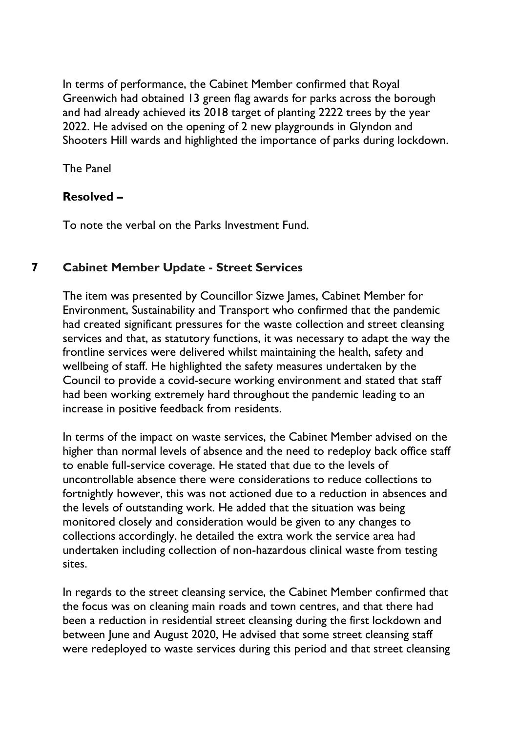In terms of performance, the Cabinet Member confirmed that Royal Greenwich had obtained 13 green flag awards for parks across the borough and had already achieved its 2018 target of planting 2222 trees by the year 2022. He advised on the opening of 2 new playgrounds in Glyndon and Shooters Hill wards and highlighted the importance of parks during lockdown.

The Panel

**Resolved –**

To note the verbal on the Parks Investment Fund.

## 7 Cabinet Member Update - Street Services

The item was presented by Councillor Sizwe James, Cabinet Member for Environment, Sustainability and Transport who confirmed that the pandemic had created significant pressures for the waste collection and street cleansing services and that, as statutory functions, it was necessary to adapt the way the frontline services were delivered whilst maintaining the health, safety and wellbeing of staff. He highlighted the safety measures undertaken by the Council to provide a covid-secure working environment and stated that staff had been working extremely hard throughout the pandemic leading to an increase in positive feedback from residents.

In terms of the impact on waste services, the Cabinet Member advised on the higher than normal levels of absence and the need to redeploy back office staff to enable full-service coverage. He stated that due to the levels of uncontrollable absence there were considerations to reduce collections to fortnightly however, this was not actioned due to a reduction in absences and the levels of outstanding work. He added that the situation was being monitored closely and consideration would be given to any changes to collections accordingly. he detailed the extra work the service area had undertaken including collection of non-hazardous clinical waste from testing sites.

In regards to the street cleansing service, the Cabinet Member confirmed that the focus was on cleaning main roads and town centres, and that there had been a reduction in residential street cleansing during the first lockdown and between June and August 2020, He advised that some street cleansing staff were redeployed to waste services during this period and that street cleansing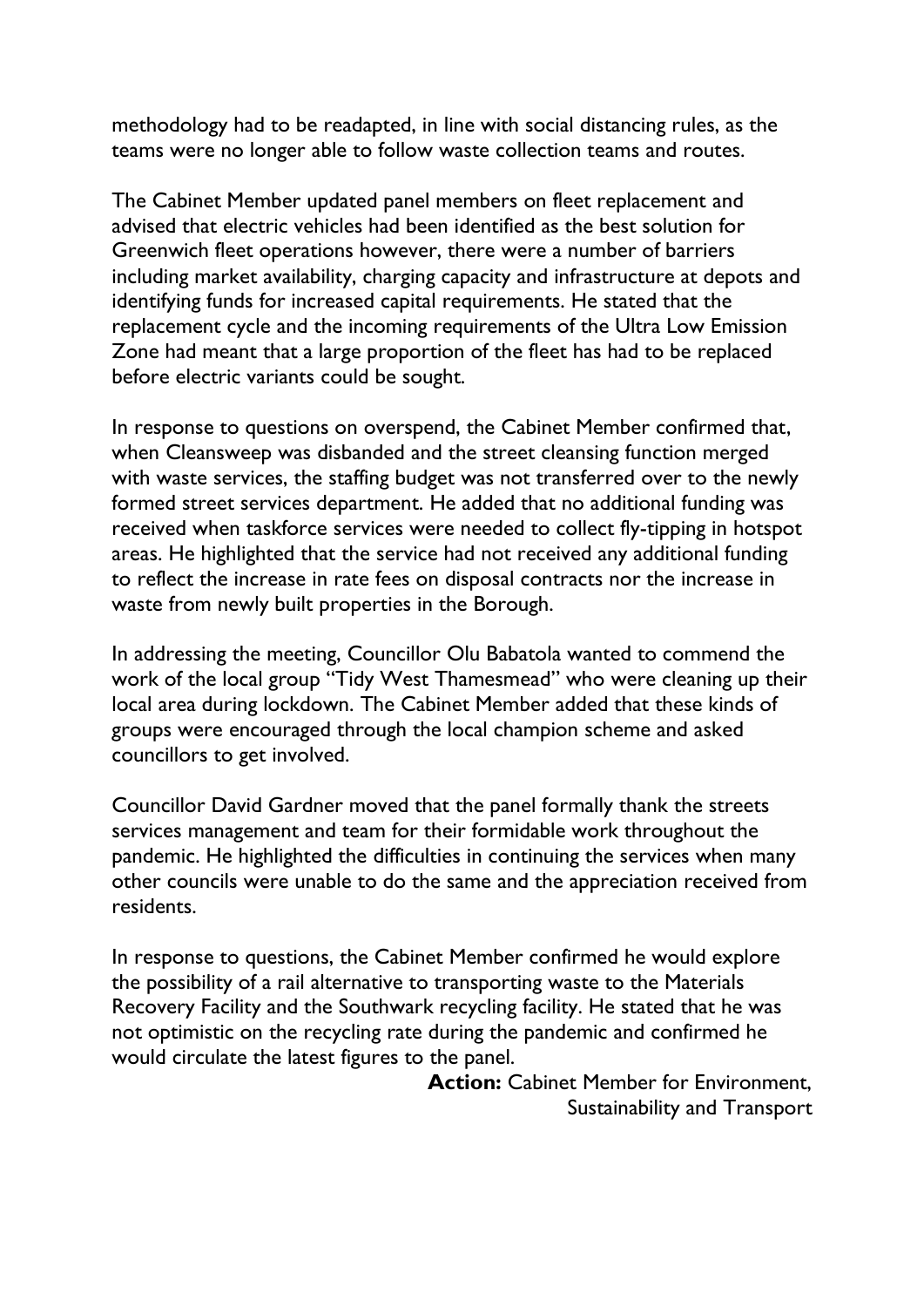methodology had to be readapted, in line with social distancing rules, as the teams were no longer able to follow waste collection teams and routes.

The Cabinet Member updated panel members on fleet replacement and advised that electric vehicles had been identified as the best solution for Greenwich fleet operations however, there were a number of barriers including market availability, charging capacity and infrastructure at depots and identifying funds for increased capital requirements. He stated that the replacement cycle and the incoming requirements of the Ultra Low Emission Zone had meant that a large proportion of the fleet has had to be replaced before electric variants could be sought.

In response to questions on overspend, the Cabinet Member confirmed that, when Cleansweep was disbanded and the street cleansing function merged with waste services, the staffing budget was not transferred over to the newly formed street services department. He added that no additional funding was received when taskforce services were needed to collect fly-tipping in hotspot areas. He highlighted that the service had not received any additional funding to reflect the increase in rate fees on disposal contracts nor the increase in waste from newly built properties in the Borough.

In addressing the meeting, Councillor Olu Babatola wanted to commend the work of the local group "Tidy West Thamesmead" who were cleaning up their local area during lockdown. The Cabinet Member added that these kinds of groups were encouraged through the local champion scheme and asked councillors to get involved.

Councillor David Gardner moved that the panel formally thank the streets services management and team for their formidable work throughout the pandemic. He highlighted the difficulties in continuing the services when many other councils were unable to do the same and the appreciation received from residents.

In response to questions, the Cabinet Member confirmed he would explore the possibility of a rail alternative to transporting waste to the Materials Recovery Facility and the Southwark recycling facility. He stated that he was not optimistic on the recycling rate during the pandemic and confirmed he would circulate the latest figures to the panel.

**Action:** Cabinet Member for Environment, Sustainability and Transport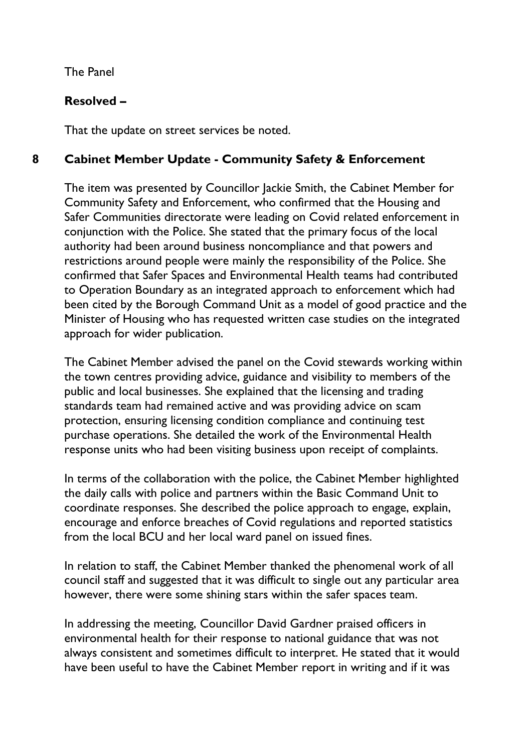The Panel

**Resolved –**

That the update on street services be noted.

## 8 Cabinet Member Update - Community Safety & Enforcement

The item was presented by Councillor Jackie Smith, the Cabinet Member for Community Safety and Enforcement, who confirmed that the Housing and Safer Communities directorate were leading on Covid related enforcement in conjunction with the Police. She stated that the primary focus of the local authority had been around business noncompliance and that powers and restrictions around people were mainly the responsibility of the Police. She confirmed that Safer Spaces and Environmental Health teams had contributed to Operation Boundary as an integrated approach to enforcement which had been cited by the Borough Command Unit as a model of good practice and the Minister of Housing who has requested written case studies on the integrated approach for wider publication.

The Cabinet Member advised the panel on the Covid stewards working within the town centres providing advice, guidance and visibility to members of the public and local businesses. She explained that the licensing and trading standards team had remained active and was providing advice on scam protection, ensuring licensing condition compliance and continuing test purchase operations. She detailed the work of the Environmental Health response units who had been visiting business upon receipt of complaints.

In terms of the collaboration with the police, the Cabinet Member highlighted the daily calls with police and partners within the Basic Command Unit to coordinate responses. She described the police approach to engage, explain, encourage and enforce breaches of Covid regulations and reported statistics from the local BCU and her local ward panel on issued fines.

In relation to staff, the Cabinet Member thanked the phenomenal work of all council staff and suggested that it was difficult to single out any particular area however, there were some shining stars within the safer spaces team.

In addressing the meeting, Councillor David Gardner praised officers in environmental health for their response to national guidance that was not always consistent and sometimes difficult to interpret. He stated that it would have been useful to have the Cabinet Member report in writing and if it was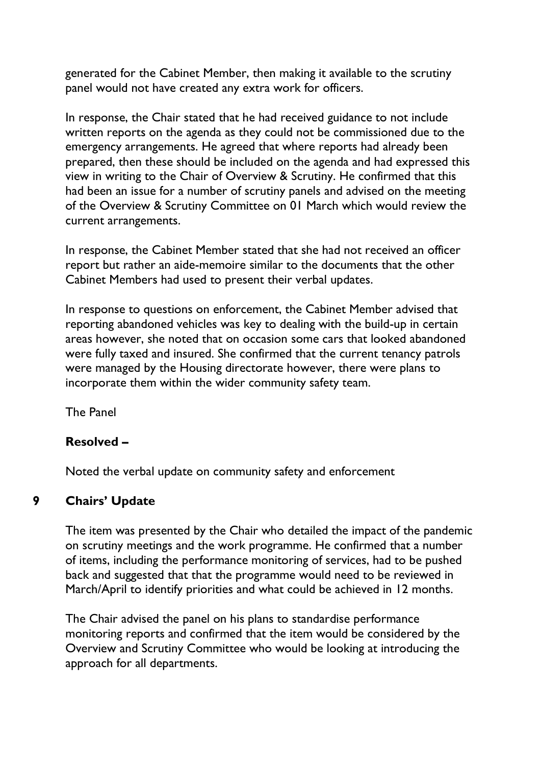generated for the Cabinet Member, then making it available to the scrutiny panel would not have created any extra work for officers.

In response, the Chair stated that he had received guidance to not include written reports on the agenda as they could not be commissioned due to the emergency arrangements. He agreed that where reports had already been prepared, then these should be included on the agenda and had expressed this view in writing to the Chair of Overview & Scrutiny. He confirmed that this had been an issue for a number of scrutiny panels and advised on the meeting of the Overview & Scrutiny Committee on 01 March which would review the current arrangements.

In response, the Cabinet Member stated that she had not received an officer report but rather an aide-memoire similar to the documents that the other Cabinet Members had used to present their verbal updates.

In response to questions on enforcement, the Cabinet Member advised that reporting abandoned vehicles was key to dealing with the build-up in certain areas however, she noted that on occasion some cars that looked abandoned were fully taxed and insured. She confirmed that the current tenancy patrols were managed by the Housing directorate however, there were plans to incorporate them within the wider community safety team.

The Panel

**Resolved –**

Noted the verbal update on community safety and enforcement

## 9 Chairs' Update

The item was presented by the Chair who detailed the impact of the pandemic on scrutiny meetings and the work programme. He confirmed that a number of items, including the performance monitoring of services, had to be pushed back and suggested that that the programme would need to be reviewed in March/April to identify priorities and what could be achieved in 12 months.

The Chair advised the panel on his plans to standardise performance monitoring reports and confirmed that the item would be considered by the Overview and Scrutiny Committee who would be looking at introducing the approach for all departments.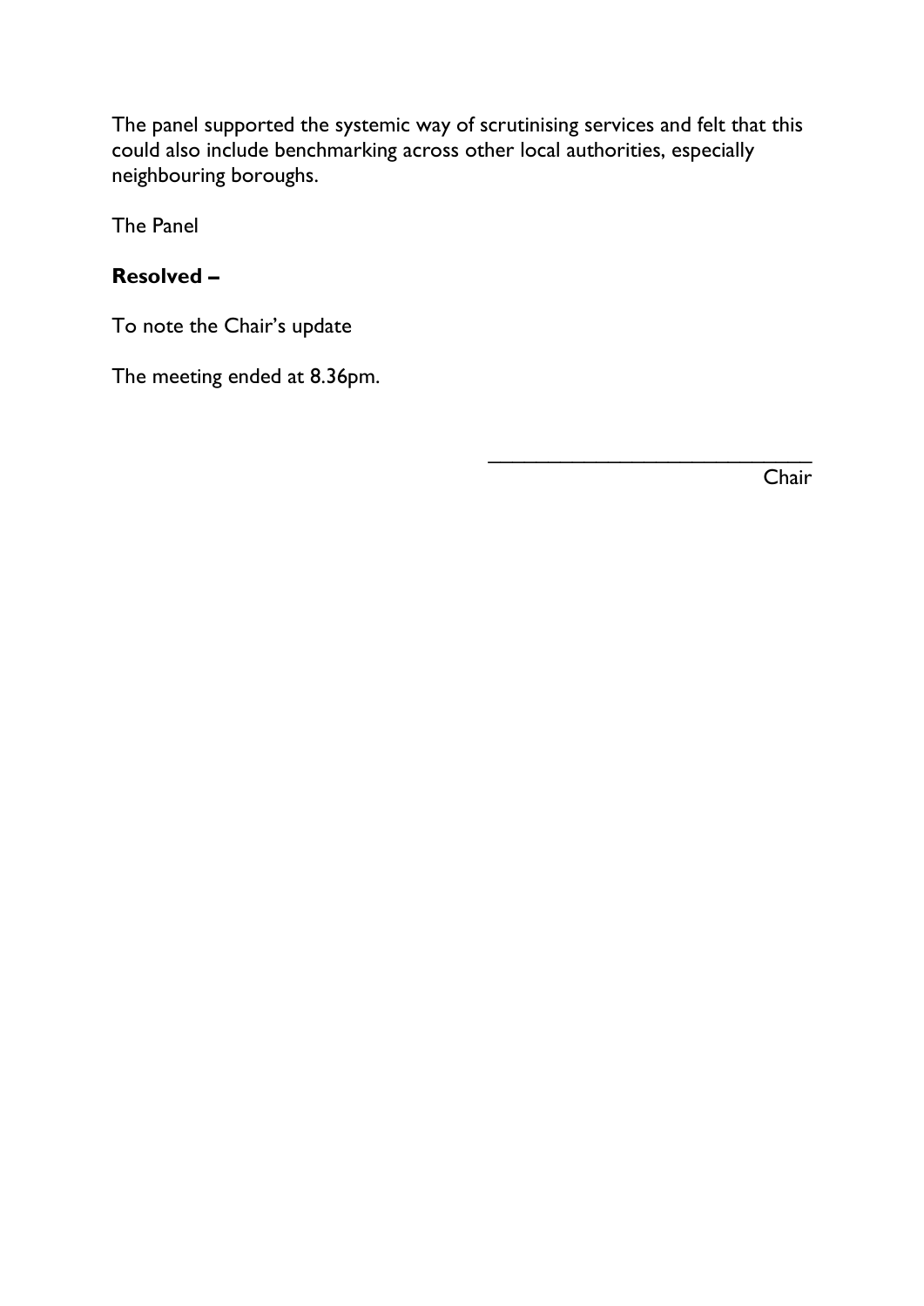The panel supported the systemic way of scrutinising services and felt that this could also include benchmarking across other local authorities, especially neighbouring boroughs.

The Panel

**Resolved –**

To note the Chair's update

The meeting ended at 8.36pm.

\_\_\_\_\_\_\_\_\_\_\_\_\_\_\_\_\_\_\_\_\_\_\_\_\_\_\_\_\_\_
Chair